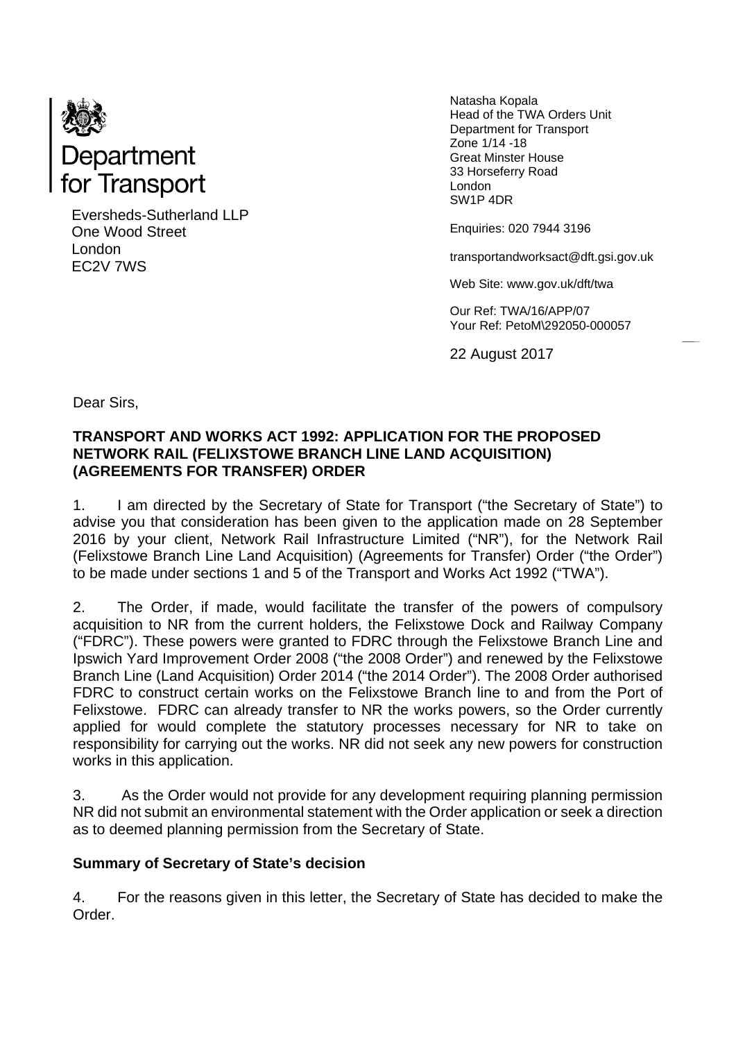Department for Transport

Eversheds-Sutherland LLP
One Wood Street
London
EC2V 7WS

Natasha Kopala
Head of the TWA Orders Unit
Department for Transport
Zone 1/14 -18
Great Minster House
33 Horseferry Road
London
SW1P 4DR

Enquiries: 020 7944 3196

transportandworksact@dft.gsi.gov.uk

Web Site: www.gov.uk/dft/twa

Our Ref: TWA/16/APP/07
Your Ref: PetoM\292050-000057

22 August 2017

Dear Sirs,

**TRANSPORT AND WORKS ACT 1992: APPLICATION FOR THE PROPOSED NETWORK RAIL (FELIXSTOWE BRANCH LINE LAND ACQUISITION) (AGREEMENTS FOR TRANSFER) ORDER**

1. I am directed by the Secretary of State for Transport ("the Secretary of State") to advise you that consideration has been given to the application made on 28 September 2016 by your client, Network Rail Infrastructure Limited ("NR"), for the Network Rail (Felixstowe Branch Line Land Acquisition) (Agreements for Transfer) Order ("the Order") to be made under sections 1 and 5 of the Transport and Works Act 1992 ("TWA").

2. The Order, if made, would facilitate the transfer of the powers of compulsory acquisition to NR from the current holders, the Felixstowe Dock and Railway Company ("FDRC"). These powers were granted to FDRC through the Felixstowe Branch Line and Ipswich Yard Improvement Order 2008 ("the 2008 Order") and renewed by the Felixstowe Branch Line (Land Acquisition) Order 2014 ("the 2014 Order"). The 2008 Order authorised FDRC to construct certain works on the Felixstowe Branch line to and from the Port of Felixstowe. FDRC can already transfer to NR the works powers, so the Order currently applied for would complete the statutory processes necessary for NR to take on responsibility for carrying out the works. NR did not seek any new powers for construction works in this application.

3. As the Order would not provide for any development requiring planning permission NR did not submit an environmental statement with the Order application or seek a direction as to deemed planning permission from the Secretary of State.

**Summary of Secretary of State's decision**

4. For the reasons given in this letter, the Secretary of State has decided to make the Order.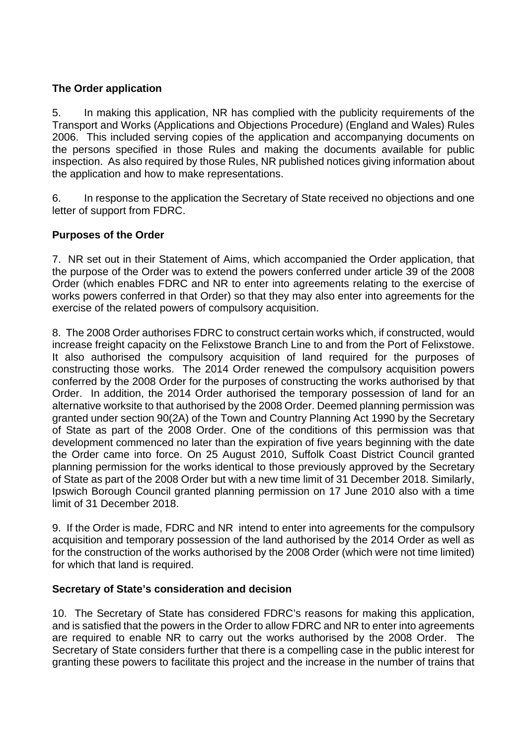**The Order application**

5. In making this application, NR has complied with the publicity requirements of the Transport and Works (Applications and Objections Procedure) (England and Wales) Rules 2006. This included serving copies of the application and accompanying documents on the persons specified in those Rules and making the documents available for public inspection. As also required by those Rules, NR published notices giving information about the application and how to make representations.

6. In response to the application the Secretary of State received no objections and one letter of support from FDRC.

**Purposes of the Order**

7. NR set out in their Statement of Aims, which accompanied the Order application, that the purpose of the Order was to extend the powers conferred under article 39 of the 2008 Order (which enables FDRC and NR to enter into agreements relating to the exercise of works powers conferred in that Order) so that they may also enter into agreements for the exercise of the related powers of compulsory acquisition.

8. The 2008 Order authorises FDRC to construct certain works which, if constructed, would increase freight capacity on the Felixstowe Branch Line to and from the Port of Felixstowe. It also authorised the compulsory acquisition of land required for the purposes of constructing those works. The 2014 Order renewed the compulsory acquisition powers conferred by the 2008 Order for the purposes of constructing the works authorised by that Order. In addition, the 2014 Order authorised the temporary possession of land for an alternative worksite to that authorised by the 2008 Order. Deemed planning permission was granted under section 90(2A) of the Town and Country Planning Act 1990 by the Secretary of State as part of the 2008 Order. One of the conditions of this permission was that development commenced no later than the expiration of five years beginning with the date the Order came into force. On 25 August 2010, Suffolk Coast District Council granted planning permission for the works identical to those previously approved by the Secretary of State as part of the 2008 Order but with a new time limit of 31 December 2018. Similarly, Ipswich Borough Council granted planning permission on 17 June 2010 also with a time limit of 31 December 2018.

9. If the Order is made, FDRC and NR intend to enter into agreements for the compulsory acquisition and temporary possession of the land authorised by the 2014 Order as well as for the construction of the works authorised by the 2008 Order (which were not time limited) for which that land is required.

**Secretary of State's consideration and decision**

10. The Secretary of State has considered FDRC's reasons for making this application, and is satisfied that the powers in the Order to allow FDRC and NR to enter into agreements are required to enable NR to carry out the works authorised by the 2008 Order. The Secretary of State considers further that there is a compelling case in the public interest for granting these powers to facilitate this project and the increase in the number of trains that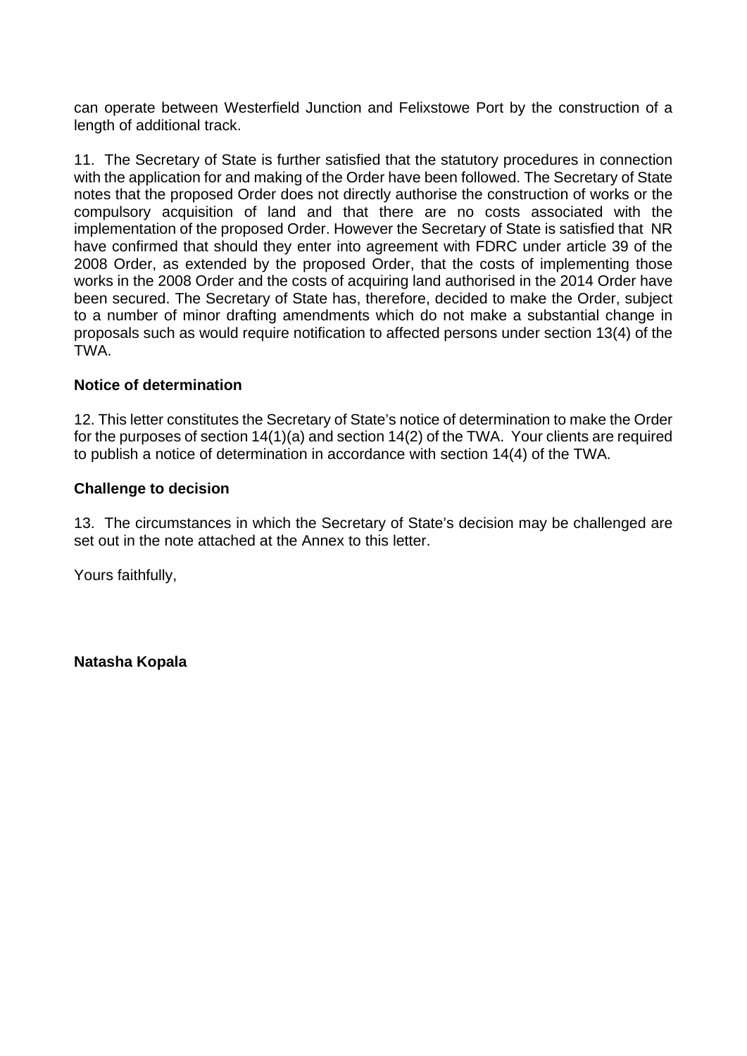can operate between Westerfield Junction and Felixstowe Port by the construction of a length of additional track.

11. The Secretary of State is further satisfied that the statutory procedures in connection with the application for and making of the Order have been followed. The Secretary of State notes that the proposed Order does not directly authorise the construction of works or the compulsory acquisition of land and that there are no costs associated with the implementation of the proposed Order. However the Secretary of State is satisfied that NR have confirmed that should they enter into agreement with FDRC under article 39 of the 2008 Order, as extended by the proposed Order, that the costs of implementing those works in the 2008 Order and the costs of acquiring land authorised in the 2014 Order have been secured. The Secretary of State has, therefore, decided to make the Order, subject to a number of minor drafting amendments which do not make a substantial change in proposals such as would require notification to affected persons under section 13(4) of the TWA.

**Notice of determination**

12. This letter constitutes the Secretary of State's notice of determination to make the Order for the purposes of section 14(1)(a) and section 14(2) of the TWA. Your clients are required to publish a notice of determination in accordance with section 14(4) of the TWA.

**Challenge to decision**

13. The circumstances in which the Secretary of State's decision may be challenged are set out in the note attached at the Annex to this letter.

Yours faithfully,

**Natasha Kopala**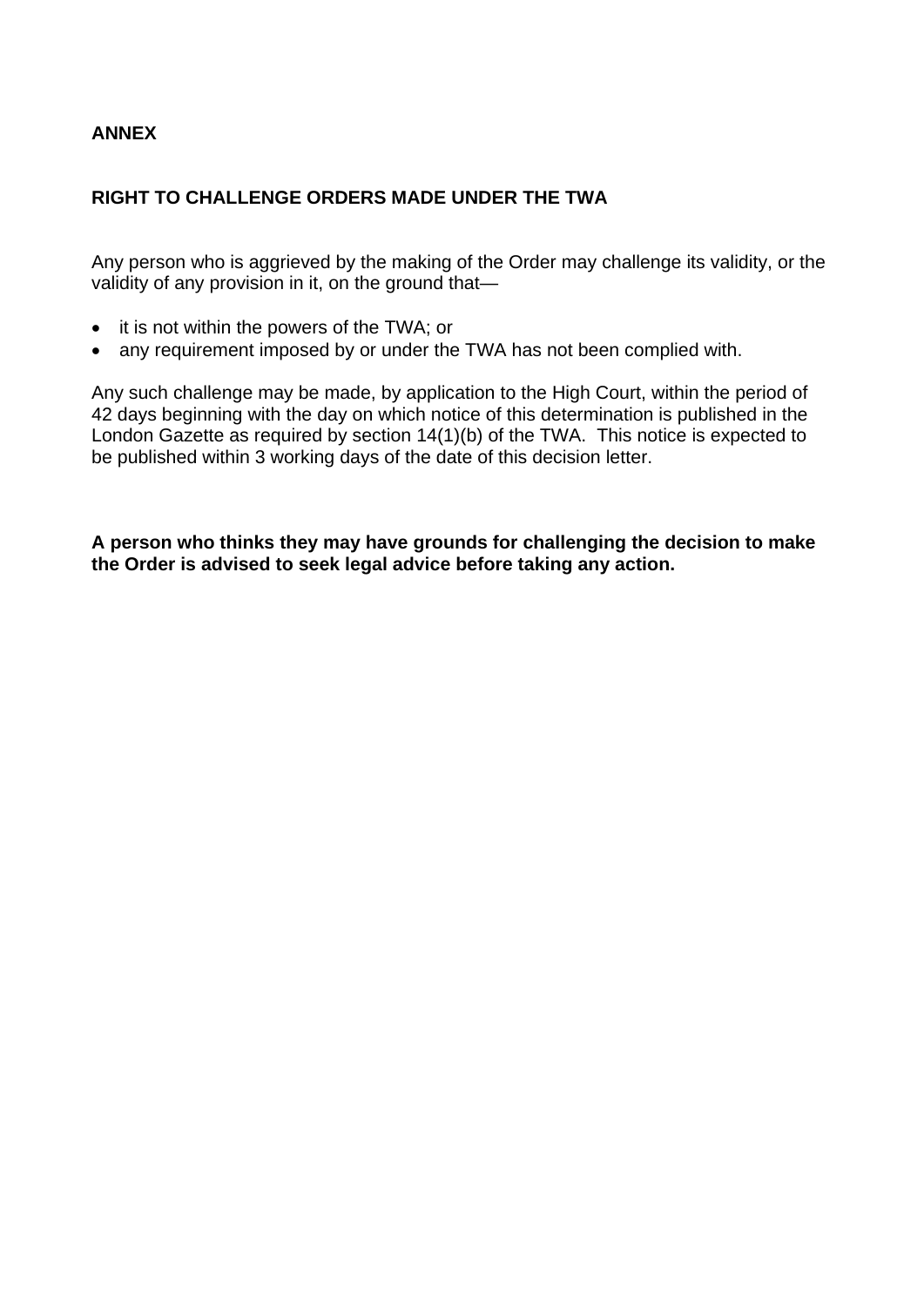## ANNEX

## RIGHT TO CHALLENGE ORDERS MADE UNDER THE TWA

Any person who is aggrieved by the making of the Order may challenge its validity, or the validity of any provision in it, on the ground that—

- it is not within the powers of the TWA; or
- any requirement imposed by or under the TWA has not been complied with.

Any such challenge may be made, by application to the High Court, within the period of 42 days beginning with the day on which notice of this determination is published in the London Gazette as required by section 14(1)(b) of the TWA. This notice is expected to be published within 3 working days of the date of this decision letter.

**A person who thinks they may have grounds for challenging the decision to make the Order is advised to seek legal advice before taking any action.**